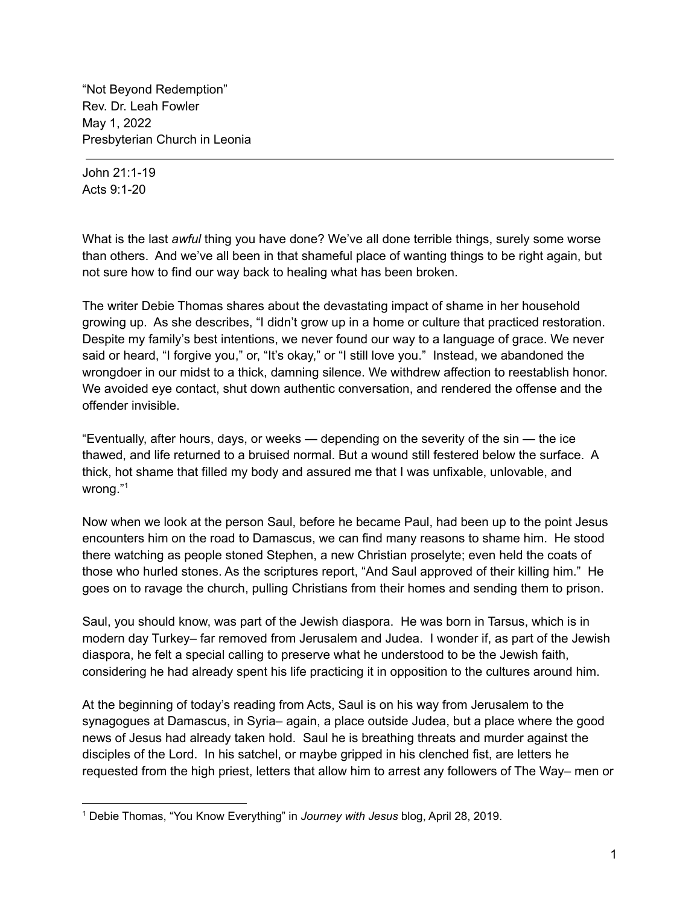"Not Beyond Redemption"
Rev. Dr. Leah Fowler
May 1, 2022
Presbyterian Church in Leonia

---

John 21:1-19
Acts 9:1-20

What is the last *awful* thing you have done? We've all done terrible things, surely some worse than others. And we've all been in that shameful place of wanting things to be right again, but not sure how to find our way back to healing what has been broken.

The writer Debie Thomas shares about the devastating impact of shame in her household growing up. As she describes, "I didn't grow up in a home or culture that practiced restoration. Despite my family's best intentions, we never found our way to a language of grace. We never said or heard, "I forgive you," or, "It's okay," or "I still love you." Instead, we abandoned the wrongdoer in our midst to a thick, damning silence. We withdrew affection to reestablish honor. We avoided eye contact, shut down authentic conversation, and rendered the offense and the offender invisible.

"Eventually, after hours, days, or weeks — depending on the severity of the sin — the ice thawed, and life returned to a bruised normal. But a wound still festered below the surface. A thick, hot shame that filled my body and assured me that I was unfixable, unlovable, and wrong."[1]

Now when we look at the person Saul, before he became Paul, had been up to the point Jesus encounters him on the road to Damascus, we can find many reasons to shame him. He stood there watching as people stoned Stephen, a new Christian proselyte; even held the coats of those who hurled stones. As the scriptures report, "And Saul approved of their killing him." He goes on to ravage the church, pulling Christians from their homes and sending them to prison.

Saul, you should know, was part of the Jewish diaspora. He was born in Tarsus, which is in modern day Turkey– far removed from Jerusalem and Judea. I wonder if, as part of the Jewish diaspora, he felt a special calling to preserve what he understood to be the Jewish faith, considering he had already spent his life practicing it in opposition to the cultures around him.

At the beginning of today's reading from Acts, Saul is on his way from Jerusalem to the synagogues at Damascus, in Syria– again, a place outside Judea, but a place where the good news of Jesus had already taken hold. Saul he is breathing threats and murder against the disciples of the Lord. In his satchel, or maybe gripped in his clenched fist, are letters he requested from the high priest, letters that allow him to arrest any followers of The Way– men or

[1] Debie Thomas, "You Know Everything" in *Journey with Jesus* blog, April 28, 2019.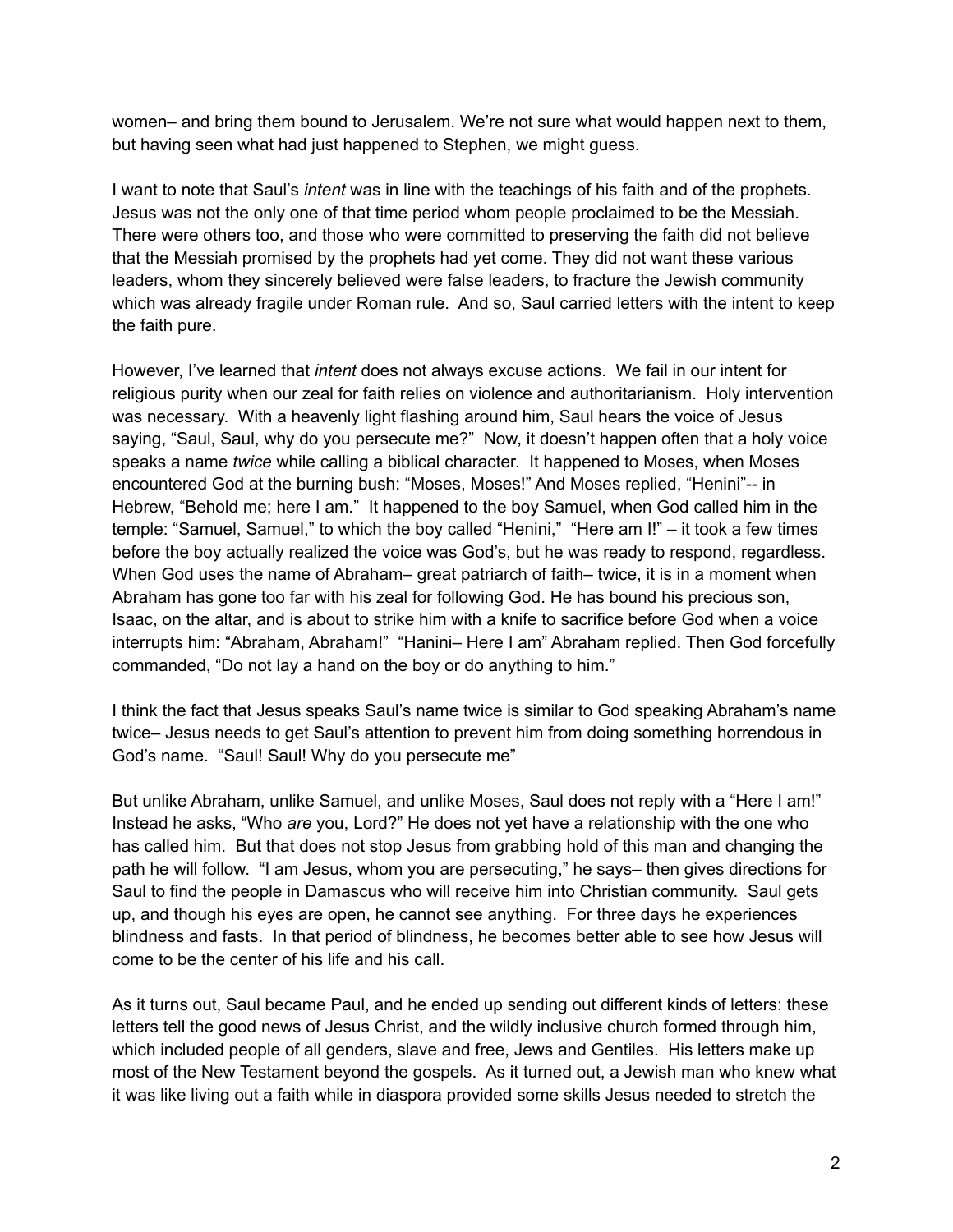women– and bring them bound to Jerusalem. We're not sure what would happen next to them, but having seen what had just happened to Stephen, we might guess.

I want to note that Saul's *intent* was in line with the teachings of his faith and of the prophets. Jesus was not the only one of that time period whom people proclaimed to be the Messiah. There were others too, and those who were committed to preserving the faith did not believe that the Messiah promised by the prophets had yet come. They did not want these various leaders, whom they sincerely believed were false leaders, to fracture the Jewish community which was already fragile under Roman rule. And so, Saul carried letters with the intent to keep the faith pure.

However, I've learned that *intent* does not always excuse actions. We fail in our intent for religious purity when our zeal for faith relies on violence and authoritarianism. Holy intervention was necessary. With a heavenly light flashing around him, Saul hears the voice of Jesus saying, "Saul, Saul, why do you persecute me?" Now, it doesn't happen often that a holy voice speaks a name *twice* while calling a biblical character. It happened to Moses, when Moses encountered God at the burning bush: "Moses, Moses!" And Moses replied, "Henini"-- in Hebrew, "Behold me; here I am." It happened to the boy Samuel, when God called him in the temple: "Samuel, Samuel," to which the boy called "Henini," "Here am I!" – it took a few times before the boy actually realized the voice was God's, but he was ready to respond, regardless. When God uses the name of Abraham– great patriarch of faith– twice, it is in a moment when Abraham has gone too far with his zeal for following God. He has bound his precious son, Isaac, on the altar, and is about to strike him with a knife to sacrifice before God when a voice interrupts him: "Abraham, Abraham!" "Hanini– Here I am" Abraham replied. Then God forcefully commanded, "Do not lay a hand on the boy or do anything to him."

I think the fact that Jesus speaks Saul's name twice is similar to God speaking Abraham's name twice– Jesus needs to get Saul's attention to prevent him from doing something horrendous in God's name. "Saul! Saul! Why do you persecute me"

But unlike Abraham, unlike Samuel, and unlike Moses, Saul does not reply with a "Here I am!" Instead he asks, "Who *are* you, Lord?" He does not yet have a relationship with the one who has called him. But that does not stop Jesus from grabbing hold of this man and changing the path he will follow. "I am Jesus, whom you are persecuting," he says– then gives directions for Saul to find the people in Damascus who will receive him into Christian community. Saul gets up, and though his eyes are open, he cannot see anything. For three days he experiences blindness and fasts. In that period of blindness, he becomes better able to see how Jesus will come to be the center of his life and his call.

As it turns out, Saul became Paul, and he ended up sending out different kinds of letters: these letters tell the good news of Jesus Christ, and the wildly inclusive church formed through him, which included people of all genders, slave and free, Jews and Gentiles. His letters make up most of the New Testament beyond the gospels. As it turned out, a Jewish man who knew what it was like living out a faith while in diaspora provided some skills Jesus needed to stretch the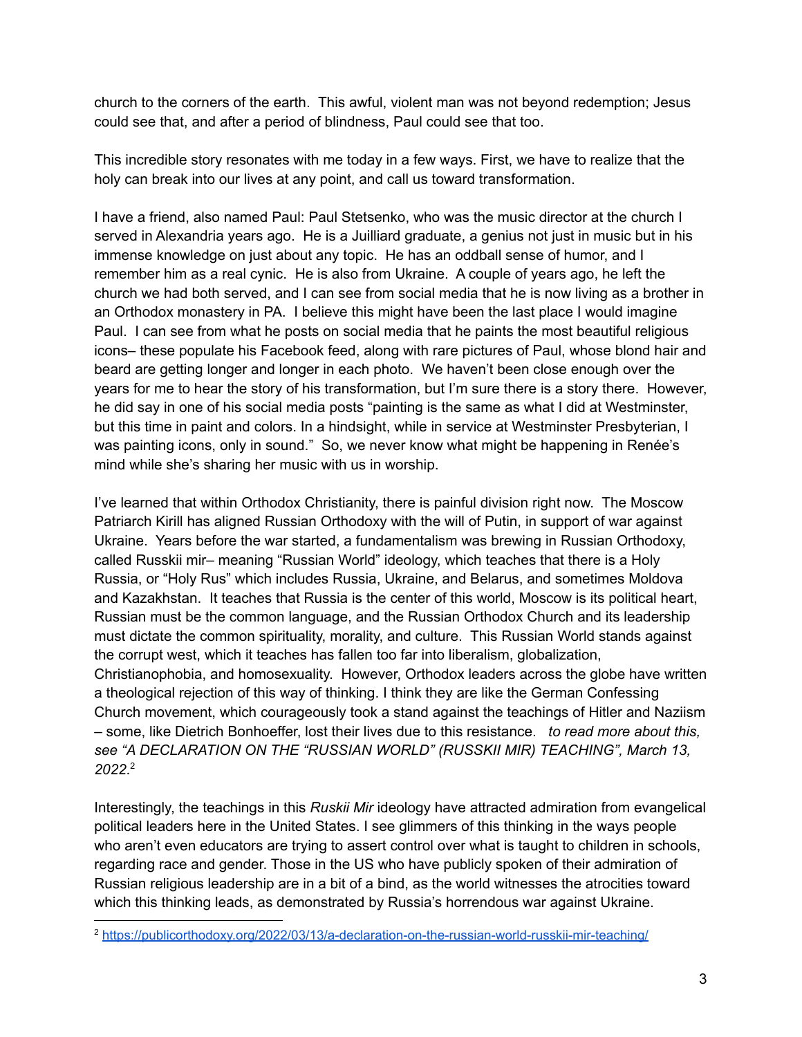church to the corners of the earth. This awful, violent man was not beyond redemption; Jesus could see that, and after a period of blindness, Paul could see that too.

This incredible story resonates with me today in a few ways. First, we have to realize that the holy can break into our lives at any point, and call us toward transformation.

I have a friend, also named Paul: Paul Stetsenko, who was the music director at the church I served in Alexandria years ago. He is a Juilliard graduate, a genius not just in music but in his immense knowledge on just about any topic. He has an oddball sense of humor, and I remember him as a real cynic. He is also from Ukraine. A couple of years ago, he left the church we had both served, and I can see from social media that he is now living as a brother in an Orthodox monastery in PA. I believe this might have been the last place I would imagine Paul. I can see from what he posts on social media that he paints the most beautiful religious icons– these populate his Facebook feed, along with rare pictures of Paul, whose blond hair and beard are getting longer and longer in each photo. We haven't been close enough over the years for me to hear the story of his transformation, but I'm sure there is a story there. However, he did say in one of his social media posts "painting is the same as what I did at Westminster, but this time in paint and colors. In a hindsight, while in service at Westminster Presbyterian, I was painting icons, only in sound." So, we never know what might be happening in Renée's mind while she's sharing her music with us in worship.

I've learned that within Orthodox Christianity, there is painful division right now. The Moscow Patriarch Kirill has aligned Russian Orthodoxy with the will of Putin, in support of war against Ukraine. Years before the war started, a fundamentalism was brewing in Russian Orthodoxy, called Russkii mir– meaning "Russian World" ideology, which teaches that there is a Holy Russia, or "Holy Rus" which includes Russia, Ukraine, and Belarus, and sometimes Moldova and Kazakhstan. It teaches that Russia is the center of this world, Moscow is its political heart, Russian must be the common language, and the Russian Orthodox Church and its leadership must dictate the common spirituality, morality, and culture. This Russian World stands against the corrupt west, which it teaches has fallen too far into liberalism, globalization, Christianophobia, and homosexuality. However, Orthodox leaders across the globe have written a theological rejection of this way of thinking. I think they are like the German Confessing Church movement, which courageously took a stand against the teachings of Hitler and Naziism – some, like Dietrich Bonhoeffer, lost their lives due to this resistance. *to read more about this, see "A DECLARATION ON THE "RUSSIAN WORLD" (RUSSKII MIR) TEACHING", March 13, 2022.*[2]

Interestingly, the teachings in this *Ruskii Mir* ideology have attracted admiration from evangelical political leaders here in the United States. I see glimmers of this thinking in the ways people who aren't even educators are trying to assert control over what is taught to children in schools, regarding race and gender. Those in the US who have publicly spoken of their admiration of Russian religious leadership are in a bit of a bind, as the world witnesses the atrocities toward which this thinking leads, as demonstrated by Russia's horrendous war against Ukraine.

---

[2] https://publicorthodoxy.org/2022/03/13/a-declaration-on-the-russian-world-russkii-mir-teaching/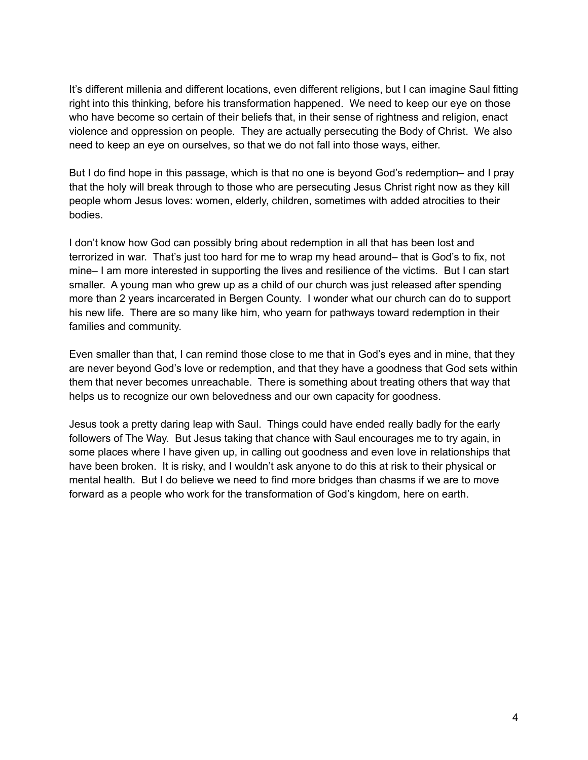It's different millenia and different locations, even different religions, but I can imagine Saul fitting right into this thinking, before his transformation happened. We need to keep our eye on those who have become so certain of their beliefs that, in their sense of rightness and religion, enact violence and oppression on people. They are actually persecuting the Body of Christ. We also need to keep an eye on ourselves, so that we do not fall into those ways, either.

But I do find hope in this passage, which is that no one is beyond God's redemption– and I pray that the holy will break through to those who are persecuting Jesus Christ right now as they kill people whom Jesus loves: women, elderly, children, sometimes with added atrocities to their bodies.

I don't know how God can possibly bring about redemption in all that has been lost and terrorized in war. That's just too hard for me to wrap my head around– that is God's to fix, not mine– I am more interested in supporting the lives and resilience of the victims. But I can start smaller. A young man who grew up as a child of our church was just released after spending more than 2 years incarcerated in Bergen County. I wonder what our church can do to support his new life. There are so many like him, who yearn for pathways toward redemption in their families and community.

Even smaller than that, I can remind those close to me that in God's eyes and in mine, that they are never beyond God's love or redemption, and that they have a goodness that God sets within them that never becomes unreachable. There is something about treating others that way that helps us to recognize our own belovedness and our own capacity for goodness.

Jesus took a pretty daring leap with Saul. Things could have ended really badly for the early followers of The Way. But Jesus taking that chance with Saul encourages me to try again, in some places where I have given up, in calling out goodness and even love in relationships that have been broken. It is risky, and I wouldn't ask anyone to do this at risk to their physical or mental health. But I do believe we need to find more bridges than chasms if we are to move forward as a people who work for the transformation of God's kingdom, here on earth.